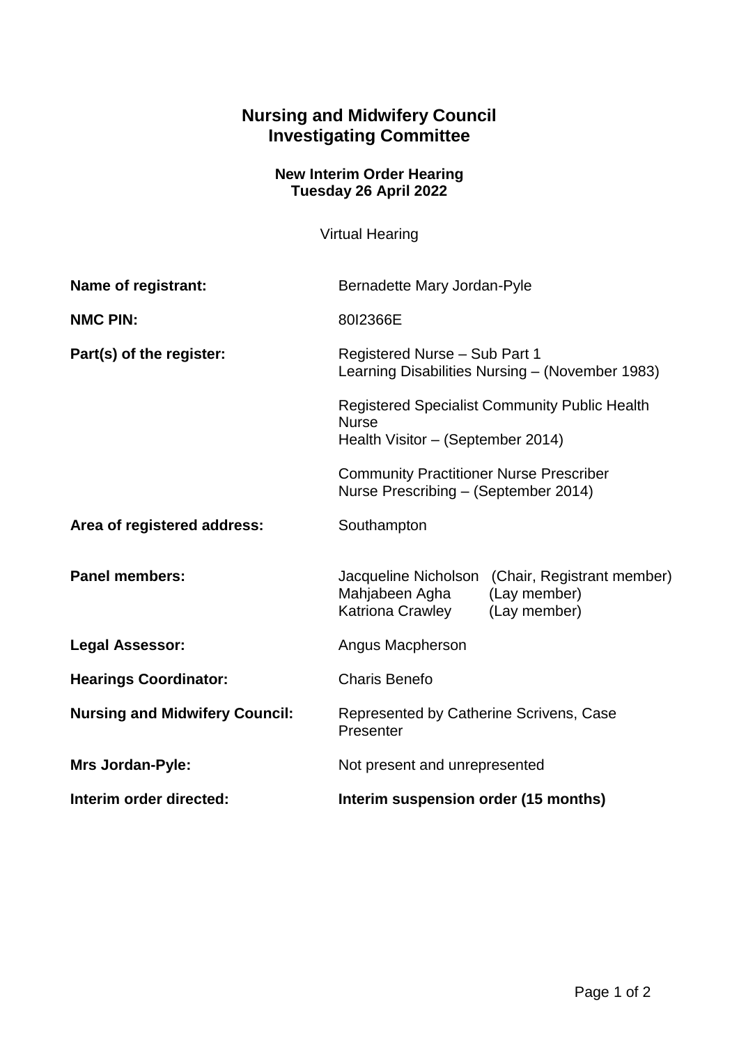# Nursing and Midwifery Council
# Investigating Committee

### New Interim Order Hearing
### Tuesday 26 April 2022

Virtual Hearing

| | |
|---|---|
| **Name of registrant:** | Bernadette Mary Jordan-Pyle |
| **NMC PIN:** | 80I2366E |
| **Part(s) of the register:** | Registered Nurse – Sub Part 1<br>Learning Disabilities Nursing – (November 1983)<br><br>Registered Specialist Community Public Health Nurse<br>Health Visitor – (September 2014)<br><br>Community Practitioner Nurse Prescriber<br>Nurse Prescribing – (September 2014) |
| **Area of registered address:** | Southampton |
| **Panel members:** | Jacqueline Nicholson (Chair, Registrant member)<br>Mahjabeen Agha (Lay member)<br>Katriona Crawley (Lay member) |
| **Legal Assessor:** | Angus Macpherson |
| **Hearings Coordinator:** | Charis Benefo |
| **Nursing and Midwifery Council:** | Represented by Catherine Scrivens, Case Presenter |
| **Mrs Jordan-Pyle:** | Not present and unrepresented |
| **Interim order directed:** | **Interim suspension order (15 months)** |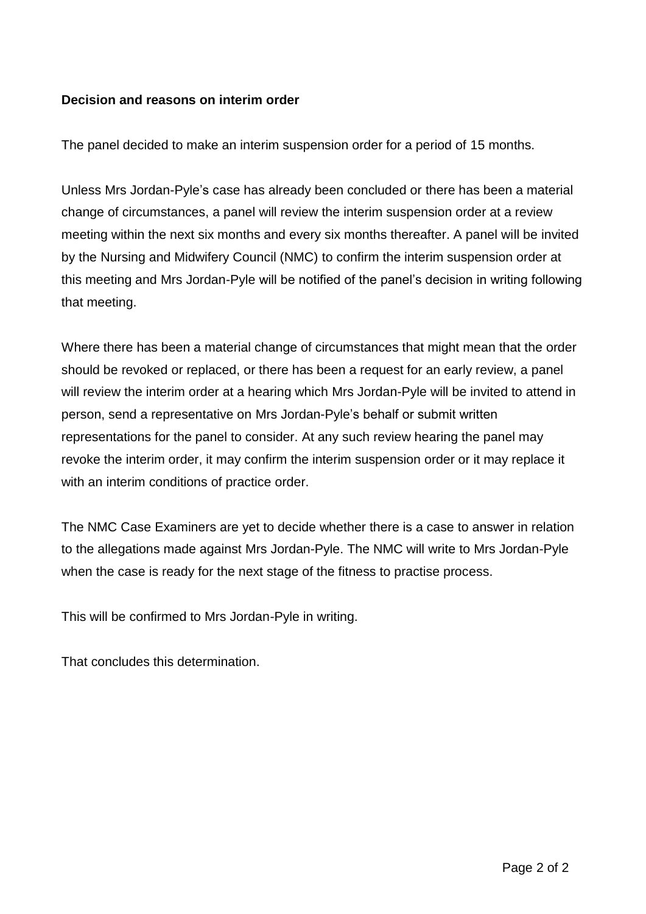**Decision and reasons on interim order**

The panel decided to make an interim suspension order for a period of 15 months.

Unless Mrs Jordan-Pyle's case has already been concluded or there has been a material change of circumstances, a panel will review the interim suspension order at a review meeting within the next six months and every six months thereafter. A panel will be invited by the Nursing and Midwifery Council (NMC) to confirm the interim suspension order at this meeting and Mrs Jordan-Pyle will be notified of the panel's decision in writing following that meeting.

Where there has been a material change of circumstances that might mean that the order should be revoked or replaced, or there has been a request for an early review, a panel will review the interim order at a hearing which Mrs Jordan-Pyle will be invited to attend in person, send a representative on Mrs Jordan-Pyle's behalf or submit written representations for the panel to consider. At any such review hearing the panel may revoke the interim order, it may confirm the interim suspension order or it may replace it with an interim conditions of practice order.

The NMC Case Examiners are yet to decide whether there is a case to answer in relation to the allegations made against Mrs Jordan-Pyle. The NMC will write to Mrs Jordan-Pyle when the case is ready for the next stage of the fitness to practise process.

This will be confirmed to Mrs Jordan-Pyle in writing.

That concludes this determination.